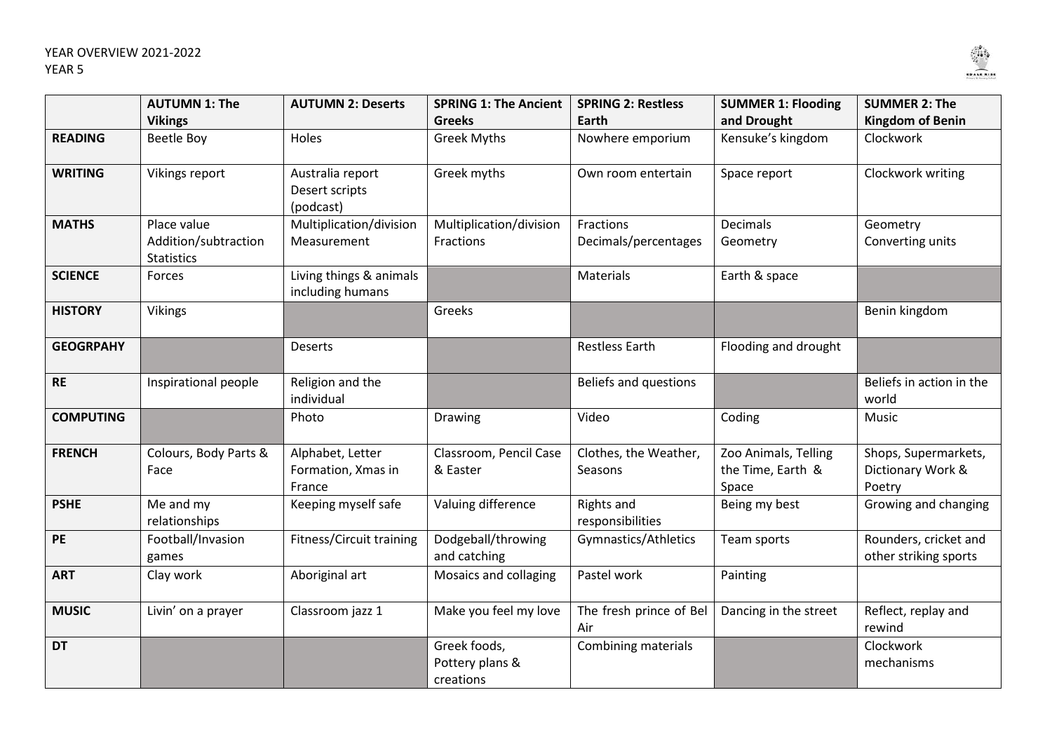YEAR OVERVIEW 2021-2022
YEAR 5

| | **AUTUMN 1: The Vikings** | **AUTUMN 2: Deserts** | **SPRING 1: The Ancient Greeks** | **SPRING 2: Restless Earth** | **SUMMER 1: Flooding and Drought** | **SUMMER 2: The Kingdom of Benin** |
|---|---|---|---|---|---|---|
| **READING** | Beetle Boy | Holes | Greek Myths | Nowhere emporium | Kensuke's kingdom | Clockwork |
| **WRITING** | Vikings report | Australia report<br>Desert scripts (podcast) | Greek myths | Own room entertain | Space report | Clockwork writing |
| **MATHS** | Place value<br>Addition/subtraction<br>Statistics | Multiplication/division<br>Measurement | Multiplication/division<br>Fractions | Fractions<br>Decimals/percentages | Decimals<br>Geometry | Geometry<br>Converting units |
| **SCIENCE** | Forces | Living things & animals including humans | | Materials | Earth & space | |
| **HISTORY** | Vikings | | Greeks | | | Benin kingdom |
| **GEOGRPAHY** | | Deserts | | Restless Earth | Flooding and drought | |
| **RE** | Inspirational people | Religion and the individual | | Beliefs and questions | | Beliefs in action in the world |
| **COMPUTING** | | Photo | Drawing | Video | Coding | Music |
| **FRENCH** | Colours, Body Parts & Face | Alphabet, Letter Formation, Xmas in France | Classroom, Pencil Case & Easter | Clothes, the Weather, Seasons | Zoo Animals, Telling the Time, Earth & Space | Shops, Supermarkets, Dictionary Work & Poetry |
| **PSHE** | Me and my relationships | Keeping myself safe | Valuing difference | Rights and responsibilities | Being my best | Growing and changing |
| **PE** | Football/Invasion games | Fitness/Circuit training | Dodgeball/throwing and catching | Gymnastics/Athletics | Team sports | Rounders, cricket and other striking sports |
| **ART** | Clay work | Aboriginal art | Mosaics and collaging | Pastel work | Painting | |
| **MUSIC** | Livin' on a prayer | Classroom jazz 1 | Make you feel my love | The fresh prince of Bel Air | Dancing in the street | Reflect, replay and rewind |
| **DT** | | | Greek foods, Pottery plans & creations | Combining materials | | Clockwork mechanisms |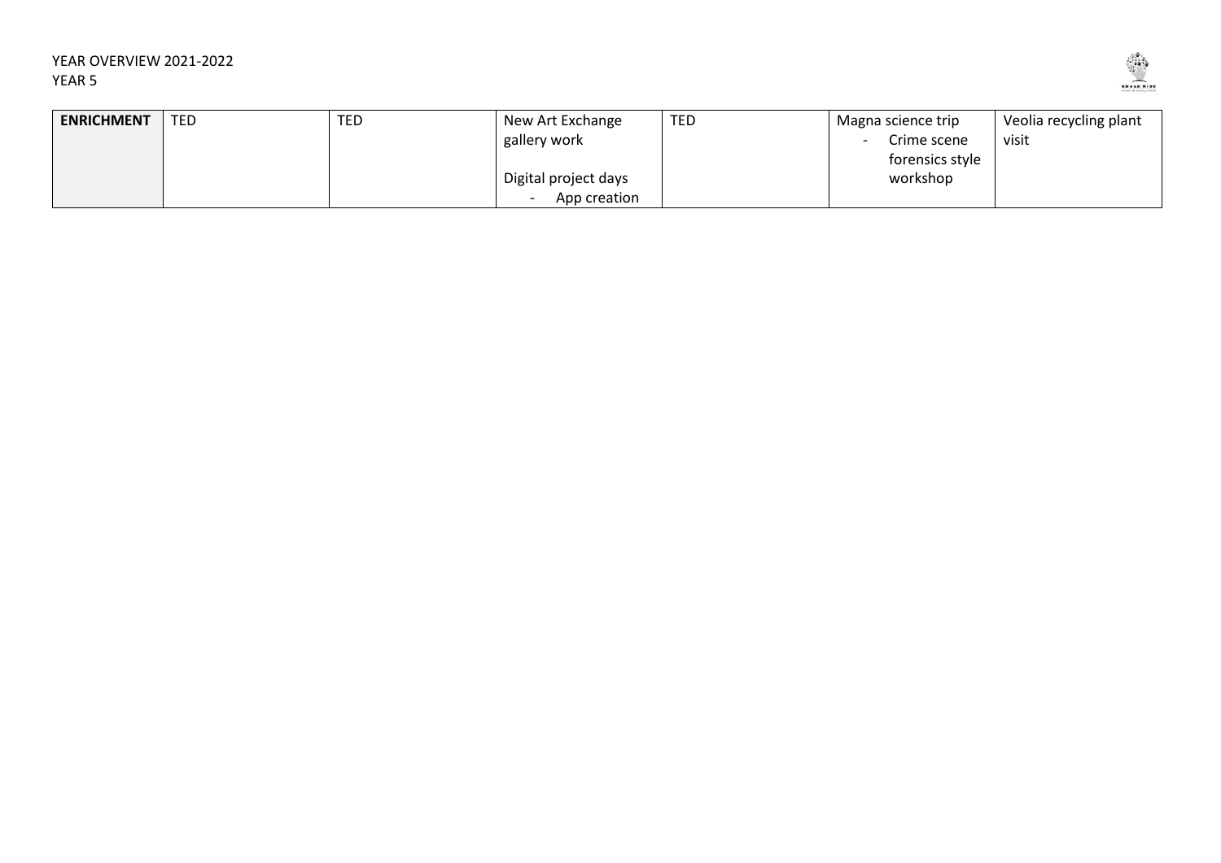YEAR OVERVIEW 2021-2022
YEAR 5

| | | | | | | |
|---|---|---|---|---|---|---|
| **ENRICHMENT** | TED | TED | New Art Exchange gallery work<br><br>Digital project days<br>- App creation | TED | Magna science trip<br>- Crime scene forensics style workshop | Veolia recycling plant visit |